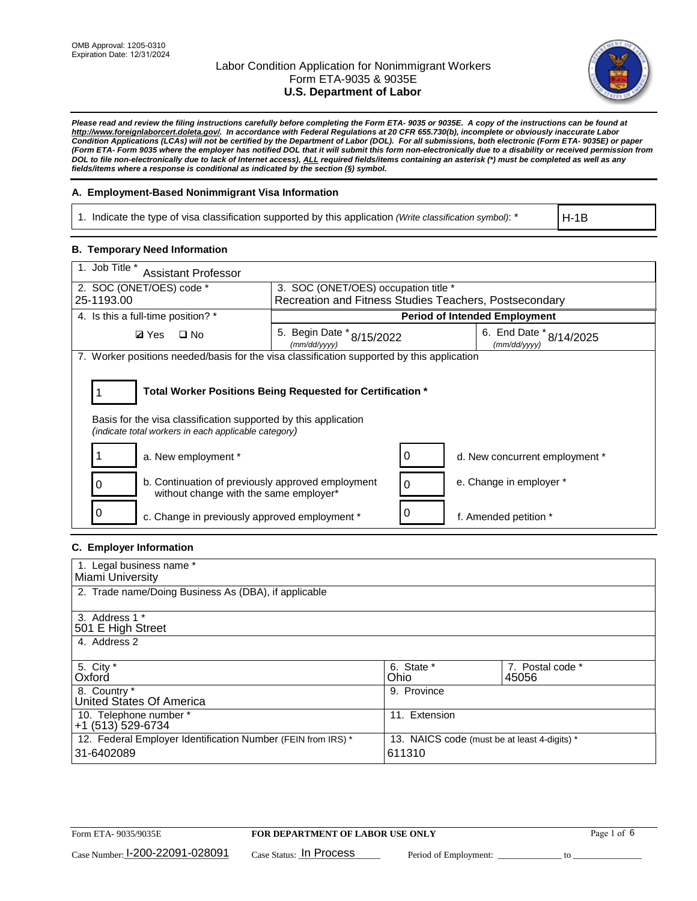OMB Approval: 1205-0310
Expiration Date: 12/31/2024

# Labor Condition Application for Nonimmigrant Workers
## Form ETA-9035 & 9035E
## U.S. Department of Labor

***Please read and review the filing instructions carefully before completing the Form ETA- 9035 or 9035E. A copy of the instructions can be found at http://www.foreignlaborcert.doleta.gov/. In accordance with Federal Regulations at 20 CFR 655.730(b), incomplete or obviously inaccurate Labor Condition Applications (LCAs) will not be certified by the Department of Labor (DOL). For all submissions, both electronic (Form ETA- 9035E) or paper (Form ETA- Form 9035 where the employer has notified DOL that it will submit this form non-electronically due to a disability or received permission from DOL to file non-electronically due to lack of Internet access), ALL required fields/items containing an asterisk (*) must be completed as well as any fields/items where a response is conditional as indicated by the section (§) symbol.***

### A. Employment-Based Nonimmigrant Visa Information

| 1. Indicate the type of visa classification supported by this application *(Write classification symbol)*: * | H-1B |
|---|---|

### B. Temporary Need Information

| 1. Job Title * Assistant Professor | | |
|---|---|---|
| 2. SOC (ONET/OES) code * 25-1193.00 | 3. SOC (ONET/OES) occupation title * Recreation and Fitness Studies Teachers, Postsecondary | |
| 4. Is this a full-time position? * | **Period of Intended Employment** | |
| ☑ Yes ☐ No | 5. Begin Date * *(mm/dd/yyyy)* 8/15/2022 | 6. End Date * *(mm/dd/yyyy)* 8/14/2025 |

7. Worker positions needed/basis for the visa classification supported by this application

**1 — Total Worker Positions Being Requested for Certification ***

Basis for the visa classification supported by this application
*(indicate total workers in each applicable category)*

| Count | Category | Count | Category |
|---|---|---|---|
| 1 | a. New employment * | 0 | d. New concurrent employment * |
| 0 | b. Continuation of previously approved employment without change with the same employer* | 0 | e. Change in employer * |
| 0 | c. Change in previously approved employment * | 0 | f. Amended petition * |

### C. Employer Information

| 1. Legal business name * Miami University | | |
|---|---|---|
| 2. Trade name/Doing Business As (DBA), if applicable | | |
| 3. Address 1 * 501 E High Street | | |
| 4. Address 2 | | |
| 5. City * Oxford | 6. State * Ohio | 7. Postal code * 45056 |
| 8. Country * United States Of America | 9. Province | |
| 10. Telephone number * +1 (513) 529-6734 | 11. Extension | |
| 12. Federal Employer Identification Number (FEIN from IRS) * 31-6402089 | 13. NAICS code (must be at least 4-digits) * 611310 | |

Form ETA- 9035/9035E — **FOR DEPARTMENT OF LABOR USE ONLY**

Case Number: I-200-22091-028091 Case Status: In Process Period of Employment: _____________ to _______________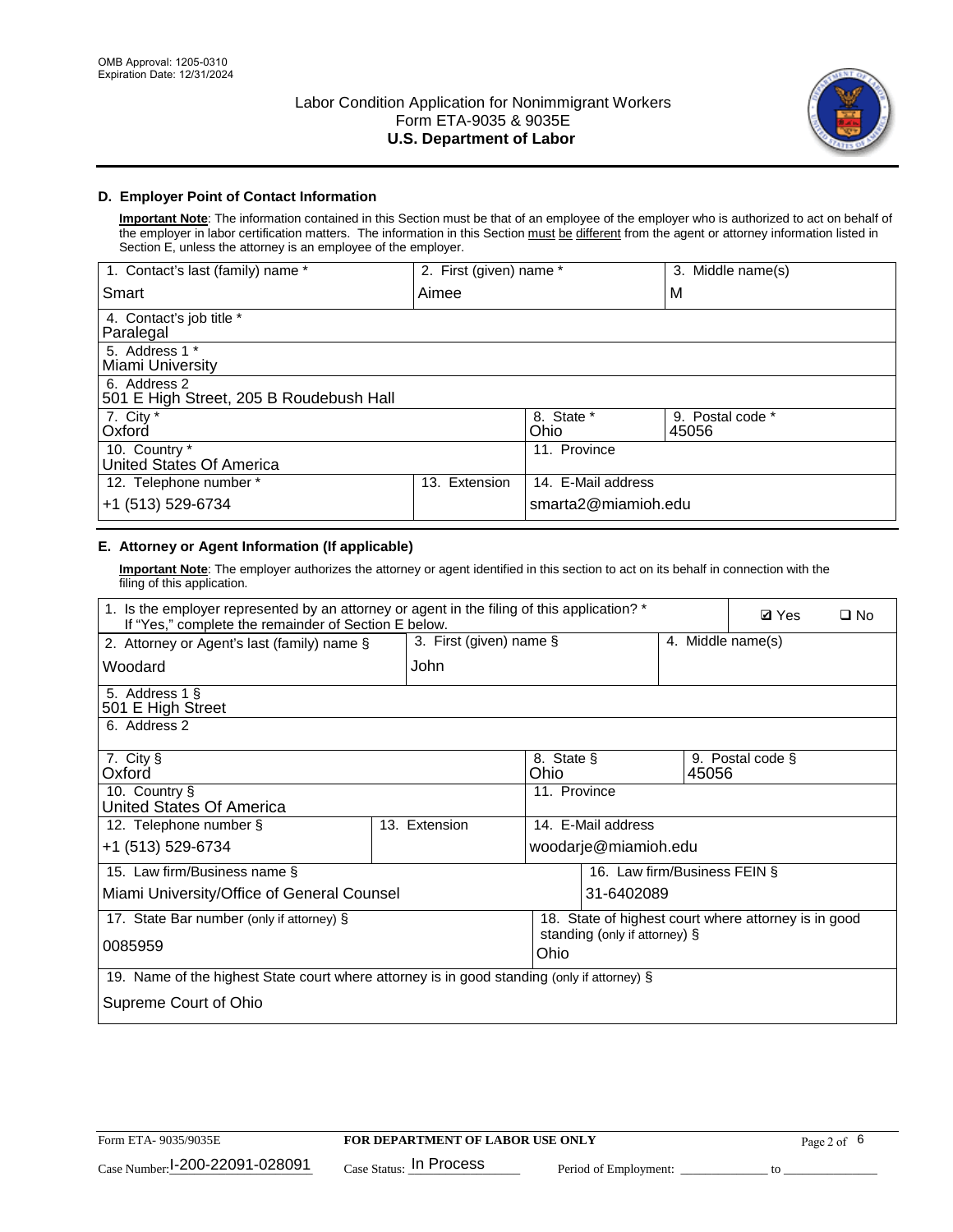OMB Approval: 1205-0310
Expiration Date: 12/31/2024

# Labor Condition Application for Nonimmigrant Workers
## Form ETA-9035 & 9035E
## U.S. Department of Labor

### D. Employer Point of Contact Information

**Important Note**: The information contained in this Section must be that of an employee of the employer who is authorized to act on behalf of the employer in labor certification matters. The information in this Section must be different from the agent or attorney information listed in Section E, unless the attorney is an employee of the employer.

| 1. Contact's last (family) name * | 2. First (given) name * | 3. Middle name(s) |
|---|---|---|
| Smart | Aimee | M |
| 4. Contact's job title * Paralegal | | |
| 5. Address 1 * Miami University | | |
| 6. Address 2 501 E High Street, 205 B Roudebush Hall | | |
| 7. City * Oxford | 8. State * Ohio | 9. Postal code * 45056 |
| 10. Country * United States Of America | 11. Province | |
| 12. Telephone number * +1 (513) 529-6734 | 13. Extension | 14. E-Mail address smarta2@miamioh.edu |

### E. Attorney or Agent Information (If applicable)

**Important Note**: The employer authorizes the attorney or agent identified in this section to act on its behalf in connection with the filing of this application.

| 1. Is the employer represented by an attorney or agent in the filing of this application? * If "Yes," complete the remainder of Section E below. | ☑ Yes ☐ No | |
|---|---|---|
| 2. Attorney or Agent's last (family) name § Woodard | 3. First (given) name § John | 4. Middle name(s) |
| 5. Address 1 § 501 E High Street | | |
| 6. Address 2 | | |
| 7. City § Oxford | 8. State § Ohio | 9. Postal code § 45056 |
| 10. Country § United States Of America | 11. Province | |
| 12. Telephone number § +1 (513) 529-6734 | 13. Extension | 14. E-Mail address woodarje@miamioh.edu |
| 15. Law firm/Business name § Miami University/Office of General Counsel | | 16. Law firm/Business FEIN § 31-6402089 |
| 17. State Bar number (only if attorney) § 0085959 | | 18. State of highest court where attorney is in good standing (only if attorney) § Ohio |
| 19. Name of the highest State court where attorney is in good standing (only if attorney) § Supreme Court of Ohio | | |

Form ETA- 9035/9035E | **FOR DEPARTMENT OF LABOR USE ONLY**

Case Number: I-200-22091-028091 Case Status: In Process Period of Employment: ____________ to ____________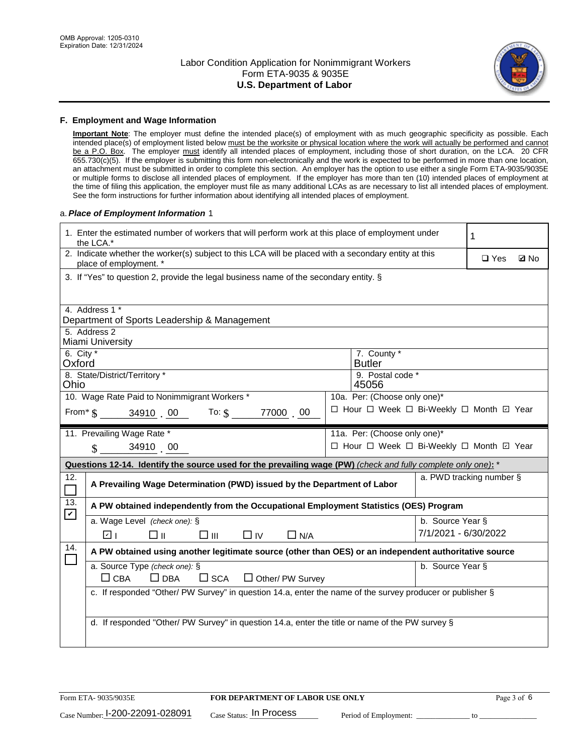OMB Approval: 1205-0310
Expiration Date: 12/31/2024

# Labor Condition Application for Nonimmigrant Workers
## Form ETA-9035 & 9035E
## U.S. Department of Labor

### F. Employment and Wage Information

**Important Note**: The employer must define the intended place(s) of employment with as much geographic specificity as possible. Each intended place(s) of employment listed below must be the worksite or physical location where the work will actually be performed and cannot be a P.O. Box. The employer must identify all intended places of employment, including those of short duration, on the LCA. 20 CFR 655.730(c)(5). If the employer is submitting this form non-electronically and the work is expected to be performed in more than one location, an attachment must be submitted in order to complete this section. An employer has the option to use either a single Form ETA-9035/9035E or multiple forms to disclose all intended places of employment. If the employer has more than ten (10) intended places of employment at the time of filing this application, the employer must file as many additional LCAs as are necessary to list all intended places of employment. See the form instructions for further information about identifying all intended places of employment.

a. *Place of Employment Information* 1

| | |
|---|---|
| 1. Enter the estimated number of workers that will perform work at this place of employment under the LCA.* | 1 |
| 2. Indicate whether the worker(s) subject to this LCA will be placed with a secondary entity at this place of employment. * | ☐ Yes ☑ No |
| 3. If "Yes" to question 2, provide the legal business name of the secondary entity. § | |
| 4. Address 1 * Department of Sports Leadership & Management | |
| 5. Address 2 Miami University | |
| 6. City * Oxford | 7. County * Butler |
| 8. State/District/Territory * Ohio | 9. Postal code * 45056 |
| 10. Wage Rate Paid to Nonimmigrant Workers * From* $ 34910 . 00 To: $ 77000 . 00 | 10a. Per: (Choose only one)* ☐ Hour ☐ Week ☐ Bi-Weekly ☐ Month ☑ Year |
| 11. Prevailing Wage Rate * $ 34910 . 00 | 11a. Per: (Choose only one)* ☐ Hour ☐ Week ☐ Bi-Weekly ☐ Month ☑ Year |

**Questions 12-14. Identify the source used for the prevailing wage (PW)** *(check and fully complete only one)*: *

| | | |
|---|---|---|
| 12. ☐ | **A Prevailing Wage Determination (PWD) issued by the Department of Labor** | a. PWD tracking number § |
| 13. ☑ | **A PW obtained independently from the Occupational Employment Statistics (OES) Program** | |
| | a. Wage Level *(check one):* § ☑ I ☐ II ☐ III ☐ IV ☐ N/A | b. Source Year § 7/1/2021 - 6/30/2022 |
| 14. ☐ | **A PW obtained using another legitimate source (other than OES) or an independent authoritative source** | |
| | a. Source Type *(check one):* § ☐ CBA ☐ DBA ☐ SCA ☐ Other/ PW Survey | b. Source Year § |
| | c. If responded "Other/ PW Survey" in question 14.a, enter the name of the survey producer or publisher § | |
| | d. If responded "Other/ PW Survey" in question 14.a, enter the title or name of the PW survey § | |

Form ETA- 9035/9035E | **FOR DEPARTMENT OF LABOR USE ONLY**

Case Number: I-200-22091-028091 Case Status: In Process Period of Employment: _____________ to _______________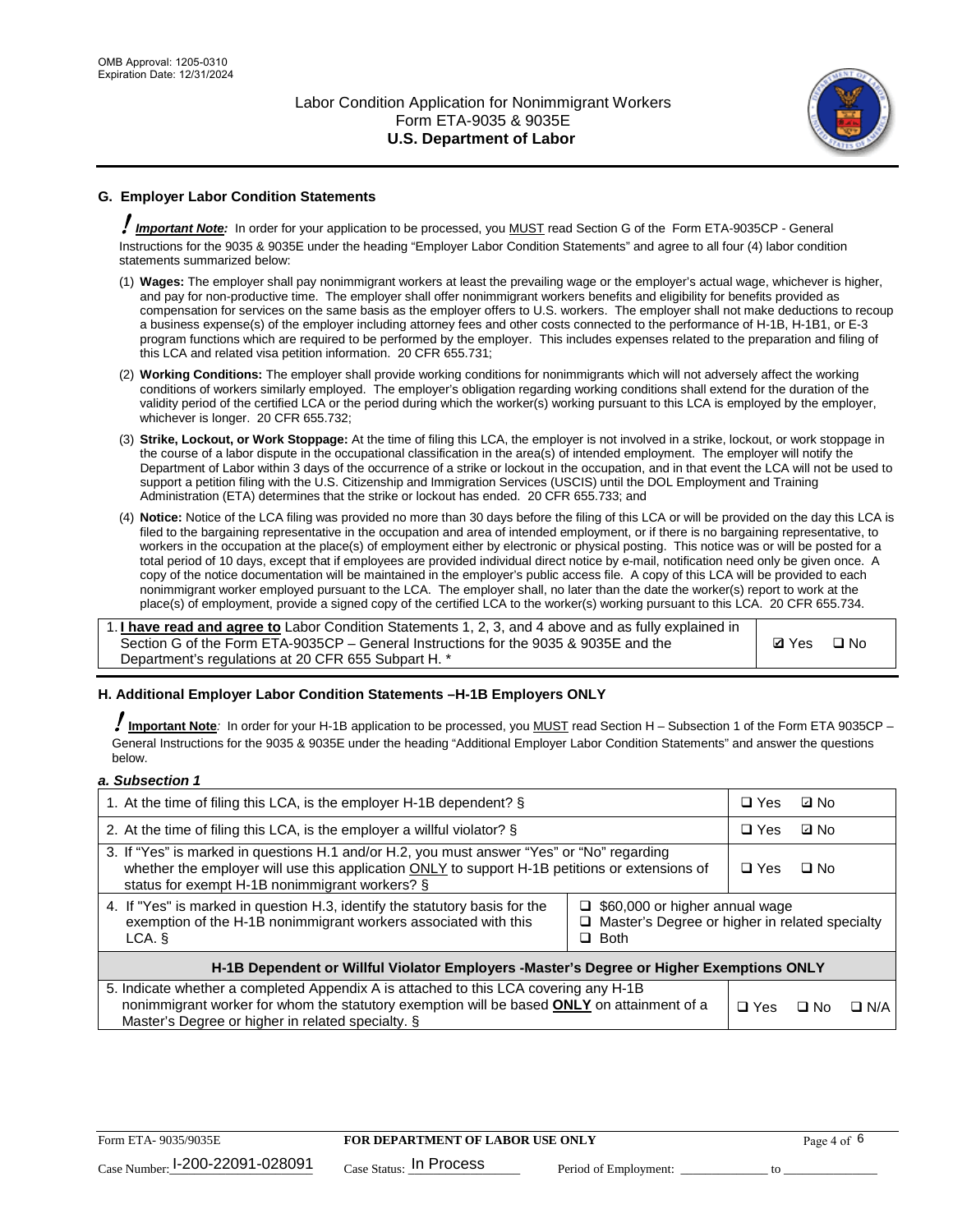## G. Employer Labor Condition Statements

! ***Important Note:*** In order for your application to be processed, you MUST read Section G of the Form ETA-9035CP - General Instructions for the 9035 & 9035E under the heading "Employer Labor Condition Statements" and agree to all four (4) labor condition statements summarized below:

(1) **Wages:** The employer shall pay nonimmigrant workers at least the prevailing wage or the employer's actual wage, whichever is higher, and pay for non-productive time. The employer shall offer nonimmigrant workers benefits and eligibility for benefits provided as compensation for services on the same basis as the employer offers to U.S. workers. The employer shall not make deductions to recoup a business expense(s) of the employer including attorney fees and other costs connected to the performance of H-1B, H-1B1, or E-3 program functions which are required to be performed by the employer. This includes expenses related to the preparation and filing of this LCA and related visa petition information. 20 CFR 655.731;

(2) **Working Conditions:** The employer shall provide working conditions for nonimmigrants which will not adversely affect the working conditions of workers similarly employed. The employer's obligation regarding working conditions shall extend for the duration of the validity period of the certified LCA or the period during which the worker(s) working pursuant to this LCA is employed by the employer, whichever is longer. 20 CFR 655.732;

(3) **Strike, Lockout, or Work Stoppage:** At the time of filing this LCA, the employer is not involved in a strike, lockout, or work stoppage in the course of a labor dispute in the occupational classification in the area(s) of intended employment. The employer will notify the Department of Labor within 3 days of the occurrence of a strike or lockout in the occupation, and in that event the LCA will not be used to support a petition filing with the U.S. Citizenship and Immigration Services (USCIS) until the DOL Employment and Training Administration (ETA) determines that the strike or lockout has ended. 20 CFR 655.733; and

(4) **Notice:** Notice of the LCA filing was provided no more than 30 days before the filing of this LCA or will be provided on the day this LCA is filed to the bargaining representative in the occupation and area of intended employment, or if there is no bargaining representative, to workers in the occupation at the place(s) of employment either by electronic or physical posting. This notice was or will be posted for a total period of 10 days, except that if employees are provided individual direct notice by e-mail, notification need only be given once. A copy of the notice documentation will be maintained in the employer's public access file. A copy of this LCA will be provided to each nonimmigrant worker employed pursuant to the LCA. The employer shall, no later than the date the worker(s) report to work at the place(s) of employment, provide a signed copy of the certified LCA to the worker(s) working pursuant to this LCA. 20 CFR 655.734.

| | |
|---|---|
| 1. **I have read and agree to** Labor Condition Statements 1, 2, 3, and 4 above and as fully explained in Section G of the Form ETA-9035CP – General Instructions for the 9035 & 9035E and the Department's regulations at 20 CFR 655 Subpart H. * | ☑ Yes ☐ No |

## H. Additional Employer Labor Condition Statements –H-1B Employers ONLY

! **Important Note***:* In order for your H-1B application to be processed, you MUST read Section H – Subsection 1 of the Form ETA 9035CP – General Instructions for the 9035 & 9035E under the heading "Additional Employer Labor Condition Statements" and answer the questions below.

***a. Subsection 1***

| | | |
|---|---|---|
| 1. At the time of filing this LCA, is the employer H-1B dependent? § | | ☐ Yes ☑ No |
| 2. At the time of filing this LCA, is the employer a willful violator? § | | ☐ Yes ☑ No |
| 3. If "Yes" is marked in questions H.1 and/or H.2, you must answer "Yes" or "No" regarding whether the employer will use this application ONLY to support H-1B petitions or extensions of status for exempt H-1B nonimmigrant workers? § | | ☐ Yes ☐ No |
| 4. If "Yes" is marked in question H.3, identify the statutory basis for the exemption of the H-1B nonimmigrant workers associated with this LCA. § | ☐ $60,000 or higher annual wage<br>☐ Master's Degree or higher in related specialty<br>☐ Both | |
| **H-1B Dependent or Willful Violator Employers -Master's Degree or Higher Exemptions ONLY** | | |
| 5. Indicate whether a completed Appendix A is attached to this LCA covering any H-1B nonimmigrant worker for whom the statutory exemption will be based **ONLY** on attainment of a Master's Degree or higher in related specialty. § | | ☐ Yes ☐ No ☐ N/A |

Form ETA- 9035/9035E | **FOR DEPARTMENT OF LABOR USE ONLY**

Case Number: I-200-22091-028091 Case Status: In Process Period of Employment: _____________ to _______________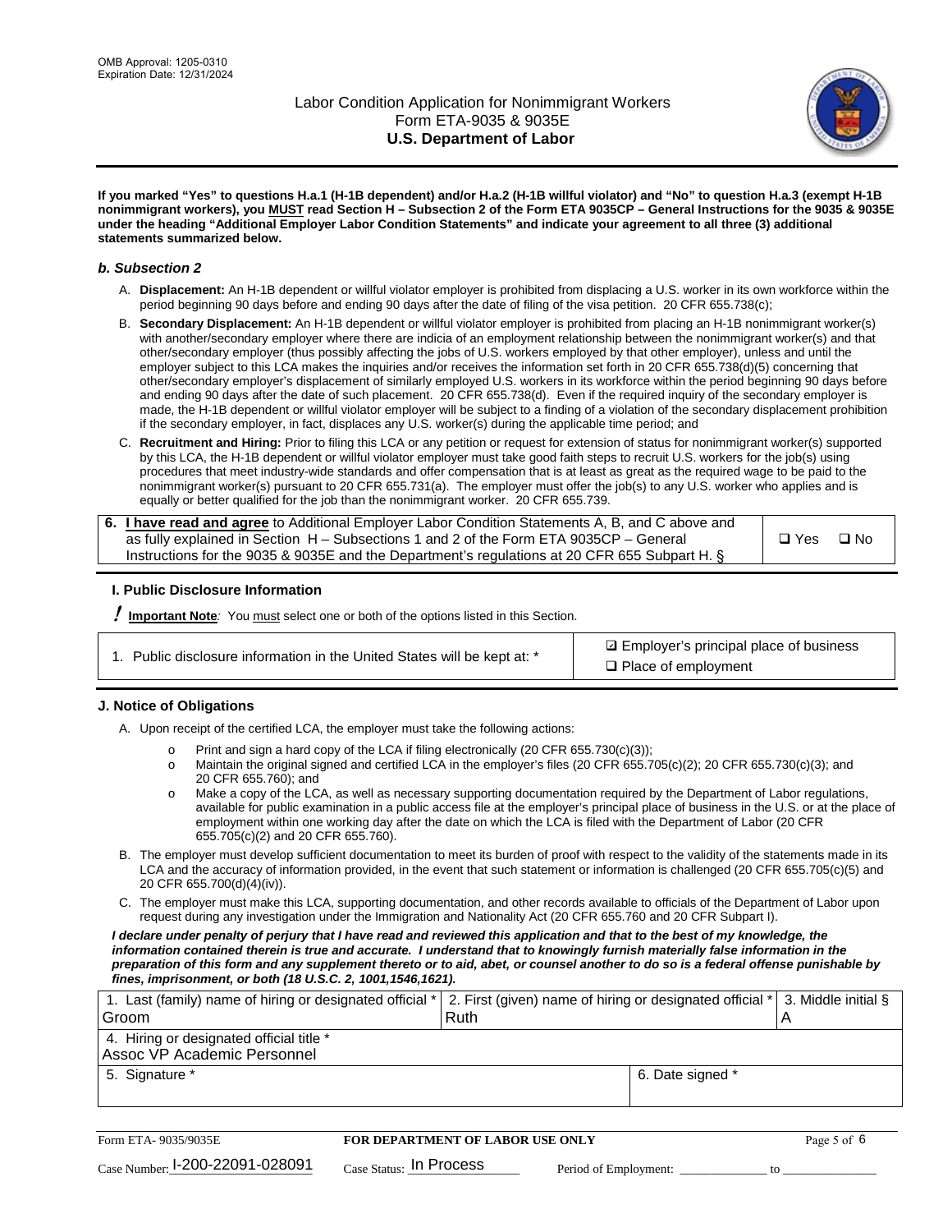If you marked "Yes" to questions H.a.1 (H-1B dependent) and/or H.a.2 (H-1B willful violator) and "No" to question H.a.3 (exempt H-1B nonimmigrant workers), you MUST read Section H – Subsection 2 of the Form ETA 9035CP – General Instructions for the 9035 & 9035E under the heading "Additional Employer Labor Condition Statements" and indicate your agreement to all three (3) additional statements summarized below.

### b. Subsection 2

A. **Displacement:** An H-1B dependent or willful violator employer is prohibited from displacing a U.S. worker in its own workforce within the period beginning 90 days before and ending 90 days after the date of filing of the visa petition. 20 CFR 655.738(c);

B. **Secondary Displacement:** An H-1B dependent or willful violator employer is prohibited from placing an H-1B nonimmigrant worker(s) with another/secondary employer where there are indicia of an employment relationship between the nonimmigrant worker(s) and that other/secondary employer (thus possibly affecting the jobs of U.S. workers employed by that other employer), unless and until the employer subject to this LCA makes the inquiries and/or receives the information set forth in 20 CFR 655.738(d)(5) concerning that other/secondary employer's displacement of similarly employed U.S. workers in its workforce within the period beginning 90 days before and ending 90 days after the date of such placement. 20 CFR 655.738(d). Even if the required inquiry of the secondary employer is made, the H-1B dependent or willful violator employer will be subject to a finding of a violation of the secondary displacement prohibition if the secondary employer, in fact, displaces any U.S. worker(s) during the applicable time period; and

C. **Recruitment and Hiring:** Prior to filing this LCA or any petition or request for extension of status for nonimmigrant worker(s) supported by this LCA, the H-1B dependent or willful violator employer must take good faith steps to recruit U.S. workers for the job(s) using procedures that meet industry-wide standards and offer compensation that is at least as great as the required wage to be paid to the nonimmigrant worker(s) pursuant to 20 CFR 655.731(a). The employer must offer the job(s) to any U.S. worker who applies and is equally or better qualified for the job than the nonimmigrant worker. 20 CFR 655.739.

| 6. **I have read and agree** to Additional Employer Labor Condition Statements A, B, and C above and as fully explained in Section H – Subsections 1 and 2 of the Form ETA 9035CP – General Instructions for the 9035 & 9035E and the Department's regulations at 20 CFR 655 Subpart H. § | ❑ Yes ❑ No |
|---|---|

## I. Public Disclosure Information

! **Important Note**: You must select one or both of the options listed in this Section.

| 1. Public disclosure information in the United States will be kept at: * | ☑ Employer's principal place of business<br>❑ Place of employment |
|---|---|

## J. Notice of Obligations

A. Upon receipt of the certified LCA, the employer must take the following actions:

- Print and sign a hard copy of the LCA if filing electronically (20 CFR 655.730(c)(3));
- Maintain the original signed and certified LCA in the employer's files (20 CFR 655.705(c)(2); 20 CFR 655.730(c)(3); and 20 CFR 655.760); and
- Make a copy of the LCA, as well as necessary supporting documentation required by the Department of Labor regulations, available for public examination in a public access file at the employer's principal place of business in the U.S. or at the place of employment within one working day after the date on which the LCA is filed with the Department of Labor (20 CFR 655.705(c)(2) and 20 CFR 655.760).

B. The employer must develop sufficient documentation to meet its burden of proof with respect to the validity of the statements made in its LCA and the accuracy of information provided, in the event that such statement or information is challenged (20 CFR 655.705(c)(5) and 20 CFR 655.700(d)(4)(iv)).

C. The employer must make this LCA, supporting documentation, and other records available to officials of the Department of Labor upon request during any investigation under the Immigration and Nationality Act (20 CFR 655.760 and 20 CFR Subpart I).

*I declare under penalty of perjury that I have read and reviewed this application and that to the best of my knowledge, the information contained therein is true and accurate. I understand that to knowingly furnish materially false information in the preparation of this form and any supplement thereto or to aid, abet, or counsel another to do so is a federal offense punishable by fines, imprisonment, or both (18 U.S.C. 2, 1001,1546,1621).*

| 1. Last (family) name of hiring or designated official *<br>Groom | 2. First (given) name of hiring or designated official *<br>Ruth | 3. Middle initial §<br>A |
|---|---|---|
| 4. Hiring or designated official title *<br>Assoc VP Academic Personnel | | |
| 5. Signature * | 6. Date signed * | |

Form ETA- 9035/9035E | **FOR DEPARTMENT OF LABOR USE ONLY**

Case Number: I-200-22091-028091 Case Status: In Process Period of Employment: _____________ to _____________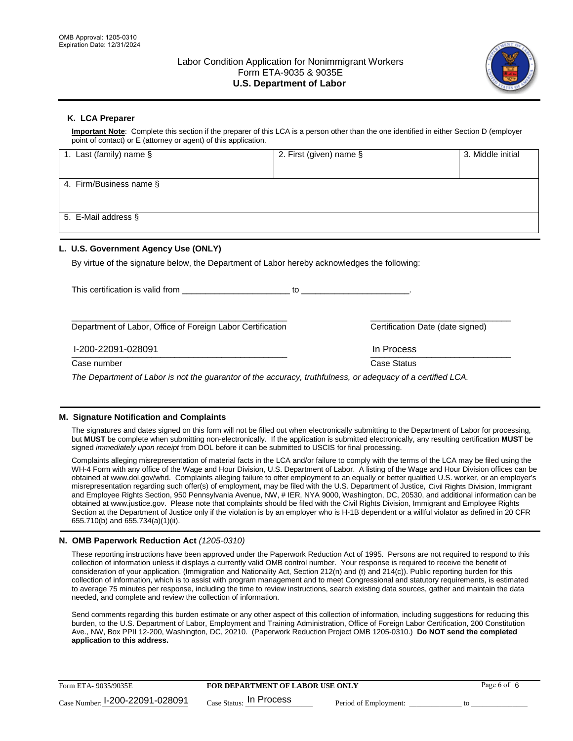OMB Approval: 1205-0310
Expiration Date: 12/31/2024

# Labor Condition Application for Nonimmigrant Workers
## Form ETA-9035 & 9035E
## U.S. Department of Labor

### K. LCA Preparer

**Important Note**: Complete this section if the preparer of this LCA is a person other than the one identified in either Section D (employer point of contact) or E (attorney or agent) of this application.

| 1. Last (family) name § | 2. First (given) name § | 3. Middle initial |
|---|---|---|
| 4. Firm/Business name § | | |
| 5. E-Mail address § | | |

### L. U.S. Government Agency Use (ONLY)

By virtue of the signature below, the Department of Labor hereby acknowledges the following:

This certification is valid from \_\_\_\_\_\_\_\_\_\_\_\_\_\_\_\_\_\_\_\_\_\_ to \_\_\_\_\_\_\_\_\_\_\_\_\_\_\_\_\_\_\_\_\_\_.

Department of Labor, Office of Foreign Labor Certification — Certification Date (date signed)

Case number: I-200-22091-028091

Case Status: In Process

*The Department of Labor is not the guarantor of the accuracy, truthfulness, or adequacy of a certified LCA.*

### M. Signature Notification and Complaints

The signatures and dates signed on this form will not be filled out when electronically submitting to the Department of Labor for processing, but **MUST** be complete when submitting non-electronically. If the application is submitted electronically, any resulting certification **MUST** be signed *immediately upon receipt* from DOL before it can be submitted to USCIS for final processing.

Complaints alleging misrepresentation of material facts in the LCA and/or failure to comply with the terms of the LCA may be filed using the WH-4 Form with any office of the Wage and Hour Division, U.S. Department of Labor. A listing of the Wage and Hour Division offices can be obtained at www.dol.gov/whd. Complaints alleging failure to offer employment to an equally or better qualified U.S. worker, or an employer's misrepresentation regarding such offer(s) of employment, may be filed with the U.S. Department of Justice, Civil Rights Division, Immigrant and Employee Rights Section, 950 Pennsylvania Avenue, NW, # IER, NYA 9000, Washington, DC, 20530, and additional information can be obtained at www.justice.gov. Please note that complaints should be filed with the Civil Rights Division, Immigrant and Employee Rights Section at the Department of Justice only if the violation is by an employer who is H-1B dependent or a willful violator as defined in 20 CFR 655.710(b) and 655.734(a)(1)(ii).

### N. OMB Paperwork Reduction Act *(1205-0310)*

These reporting instructions have been approved under the Paperwork Reduction Act of 1995. Persons are not required to respond to this collection of information unless it displays a currently valid OMB control number. Your response is required to receive the benefit of consideration of your application. (Immigration and Nationality Act, Section 212(n) and (t) and 214(c)). Public reporting burden for this collection of information, which is to assist with program management and to meet Congressional and statutory requirements, is estimated to average 75 minutes per response, including the time to review instructions, search existing data sources, gather and maintain the data needed, and complete and review the collection of information.

Send comments regarding this burden estimate or any other aspect of this collection of information, including suggestions for reducing this burden, to the U.S. Department of Labor, Employment and Training Administration, Office of Foreign Labor Certification, 200 Constitution Ave., NW, Box PPII 12-200, Washington, DC, 20210. (Paperwork Reduction Project OMB 1205-0310.) **Do NOT send the completed application to this address.**

Form ETA- 9035/9035E — **FOR DEPARTMENT OF LABOR USE ONLY**

Case Number: I-200-22091-028091 — Case Status: In Process — Period of Employment: \_\_\_\_\_\_\_\_\_\_\_\_\_ to \_\_\_\_\_\_\_\_\_\_\_\_\_\_